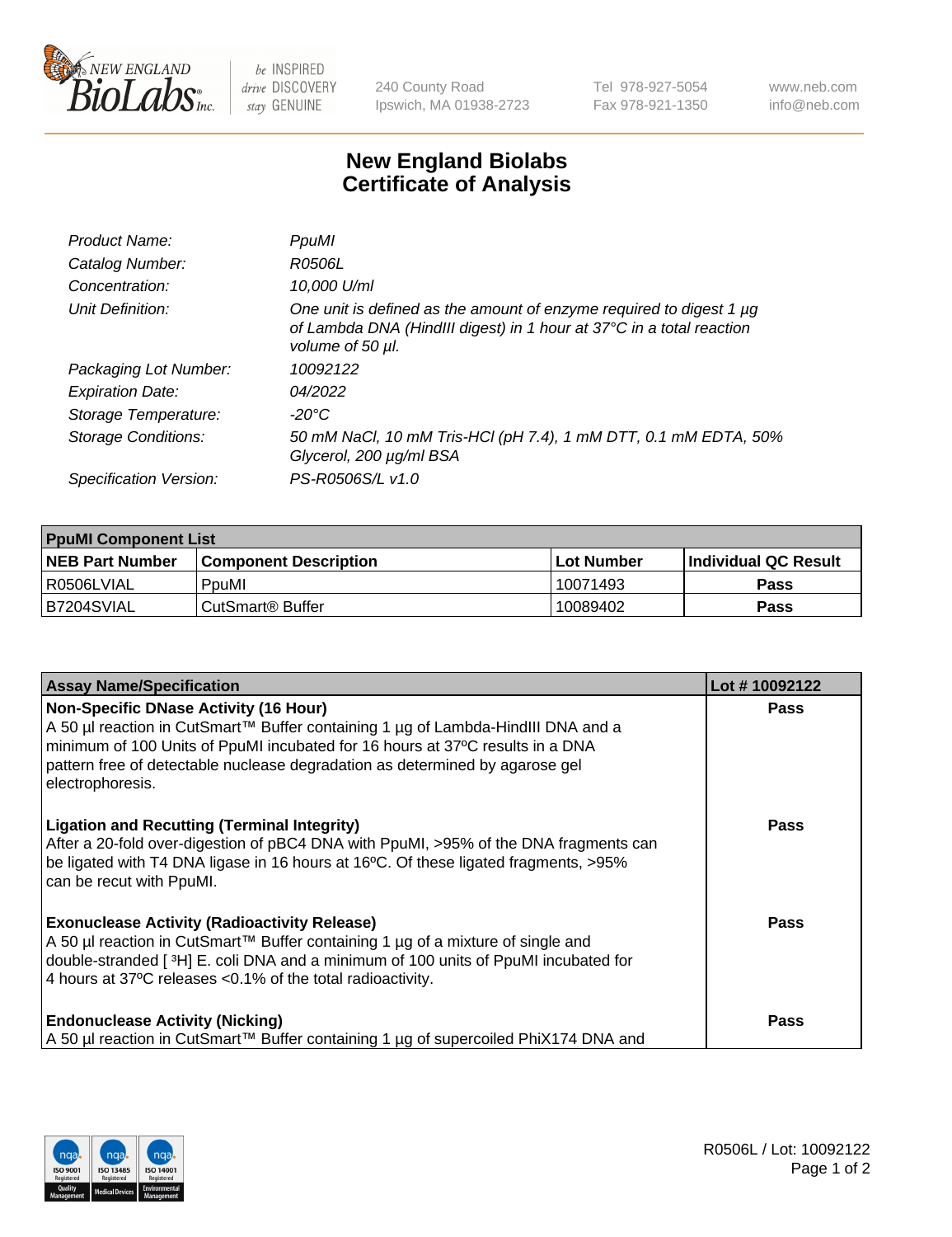240 County Road
Ipswich, MA 01938-2723

Tel 978-927-5054
Fax 978-921-1350

www.neb.com
info@neb.com

# New England Biolabs
# Certificate of Analysis

| | |
|---|---|
| *Product Name:* | *PpuMI* |
| *Catalog Number:* | *R0506L* |
| *Concentration:* | *10,000 U/ml* |
| *Unit Definition:* | *One unit is defined as the amount of enzyme required to digest 1 µg of Lambda DNA (HindIII digest) in 1 hour at 37°C in a total reaction volume of 50 µl.* |
| *Packaging Lot Number:* | *10092122* |
| *Expiration Date:* | *04/2022* |
| *Storage Temperature:* | *-20°C* |
| *Storage Conditions:* | *50 mM NaCl, 10 mM Tris-HCl (pH 7.4), 1 mM DTT, 0.1 mM EDTA, 50% Glycerol, 200 µg/ml BSA* |
| *Specification Version:* | *PS-R0506S/L v1.0* |

| **PpuMI Component List** | | | |
|---|---|---|---|
| **NEB Part Number** | **Component Description** | **Lot Number** | **Individual QC Result** |
| R0506LVIAL | PpuMI | 10071493 | **Pass** |
| B7204SVIAL | CutSmart® Buffer | 10089402 | **Pass** |

| **Assay Name/Specification** | **Lot # 10092122** |
|---|---|
| **Non-Specific DNase Activity (16 Hour)** A 50 µl reaction in CutSmart™ Buffer containing 1 µg of Lambda-HindIII DNA and a minimum of 100 Units of PpuMI incubated for 16 hours at 37ºC results in a DNA pattern free of detectable nuclease degradation as determined by agarose gel electrophoresis. | **Pass** |
| **Ligation and Recutting (Terminal Integrity)** After a 20-fold over-digestion of pBC4 DNA with PpuMI, >95% of the DNA fragments can be ligated with T4 DNA ligase in 16 hours at 16ºC. Of these ligated fragments, >95% can be recut with PpuMI. | **Pass** |
| **Exonuclease Activity (Radioactivity Release)** A 50 µl reaction in CutSmart™ Buffer containing 1 µg of a mixture of single and double-stranded [ $^3$H] E. coli DNA and a minimum of 100 units of PpuMI incubated for 4 hours at 37ºC releases <0.1% of the total radioactivity. | **Pass** |
| **Endonuclease Activity (Nicking)** A 50 µl reaction in CutSmart™ Buffer containing 1 µg of supercoiled PhiX174 DNA and | **Pass** |

R0506L / Lot: 10092122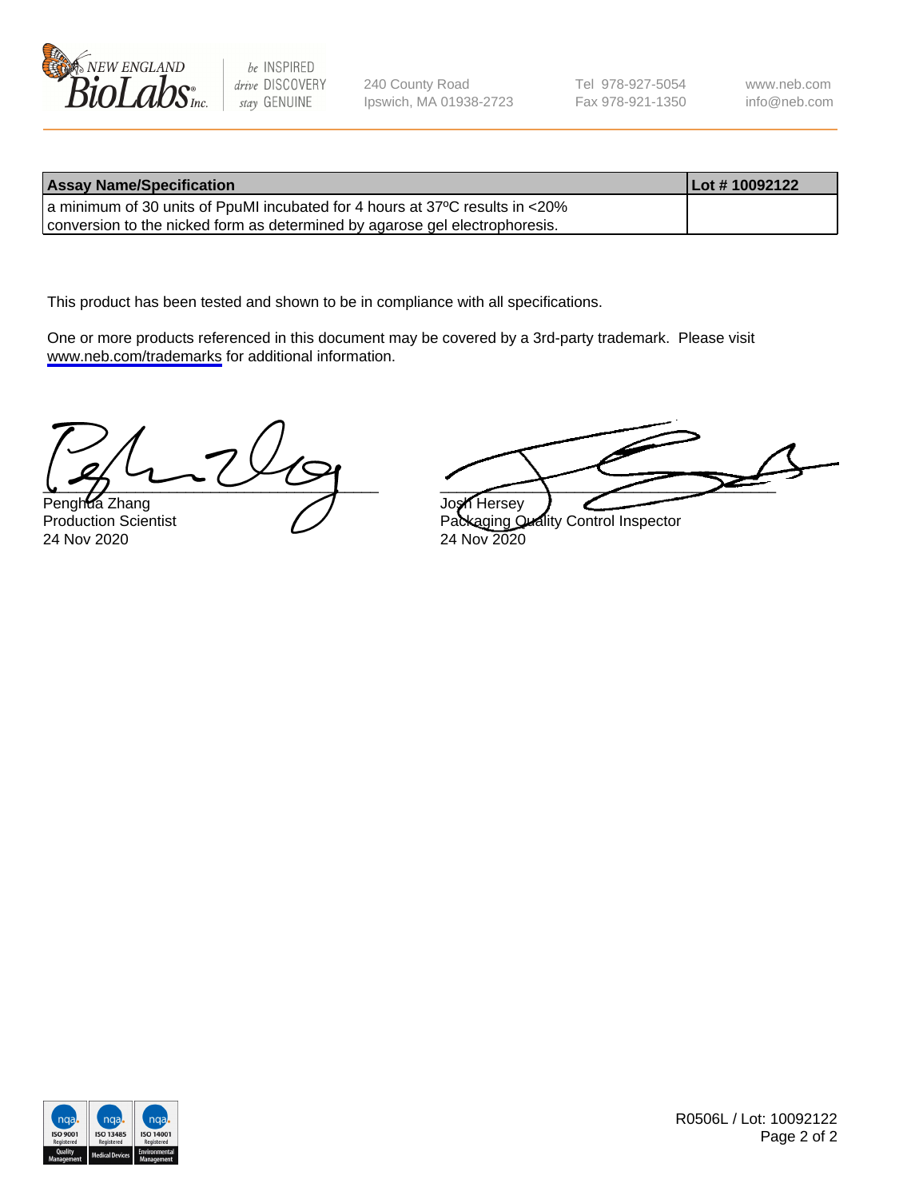| Assay Name/Specification | Lot # 10092122 |
| --- | --- |
| a minimum of 30 units of PpuMI incubated for 4 hours at 37ºC results in <20% conversion to the nicked form as determined by agarose gel electrophoresis. | |

This product has been tested and shown to be in compliance with all specifications.

One or more products referenced in this document may be covered by a 3rd-party trademark. Please visit www.neb.com/trademarks for additional information.

Penghua Zhang
Production Scientist
24 Nov 2020

Josh Hersey
Packaging Quality Control Inspector
24 Nov 2020

R0506L / Lot: 10092122